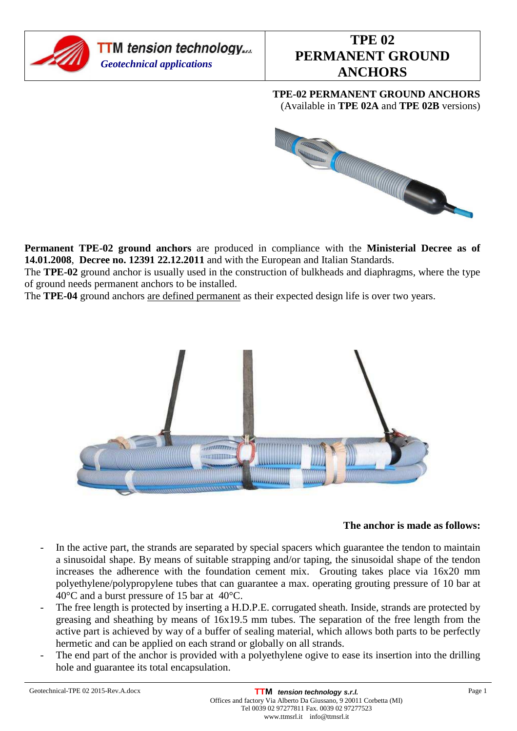| TTM tension technology s.r.l. *Geotechnical applications* | **TPE 02 PERMANENT GROUND ANCHORS** |
|---|---|

**TPE-02 PERMANENT GROUND ANCHORS**
(Available in **TPE 02A** and **TPE 02B** versions)

**Permanent TPE-02 ground anchors** are produced in compliance with the **Ministerial Decree as of 14.01.2008**, **Decree no. 12391 22.12.2011** and with the European and Italian Standards.
The **TPE-02** ground anchor is usually used in the construction of bulkheads and diaphragms, where the type of ground needs permanent anchors to be installed.
The **TPE-04** ground anchors are defined permanent as their expected design life is over two years.

**The anchor is made as follows:**

- In the active part, the strands are separated by special spacers which guarantee the tendon to maintain a sinusoidal shape. By means of suitable strapping and/or taping, the sinusoidal shape of the tendon increases the adherence with the foundation cement mix. Grouting takes place via 16x20 mm polyethylene/polypropylene tubes that can guarantee a max. operating grouting pressure of 10 bar at 40°C and a burst pressure of 15 bar at 40°C.
- The free length is protected by inserting a H.D.P.E. corrugated sheath. Inside, strands are protected by greasing and sheathing by means of 16x19.5 mm tubes. The separation of the free length from the active part is achieved by way of a buffer of sealing material, which allows both parts to be perfectly hermetic and can be applied on each strand or globally on all strands.
- The end part of the anchor is provided with a polyethylene ogive to ease its insertion into the drilling hole and guarantee its total encapsulation.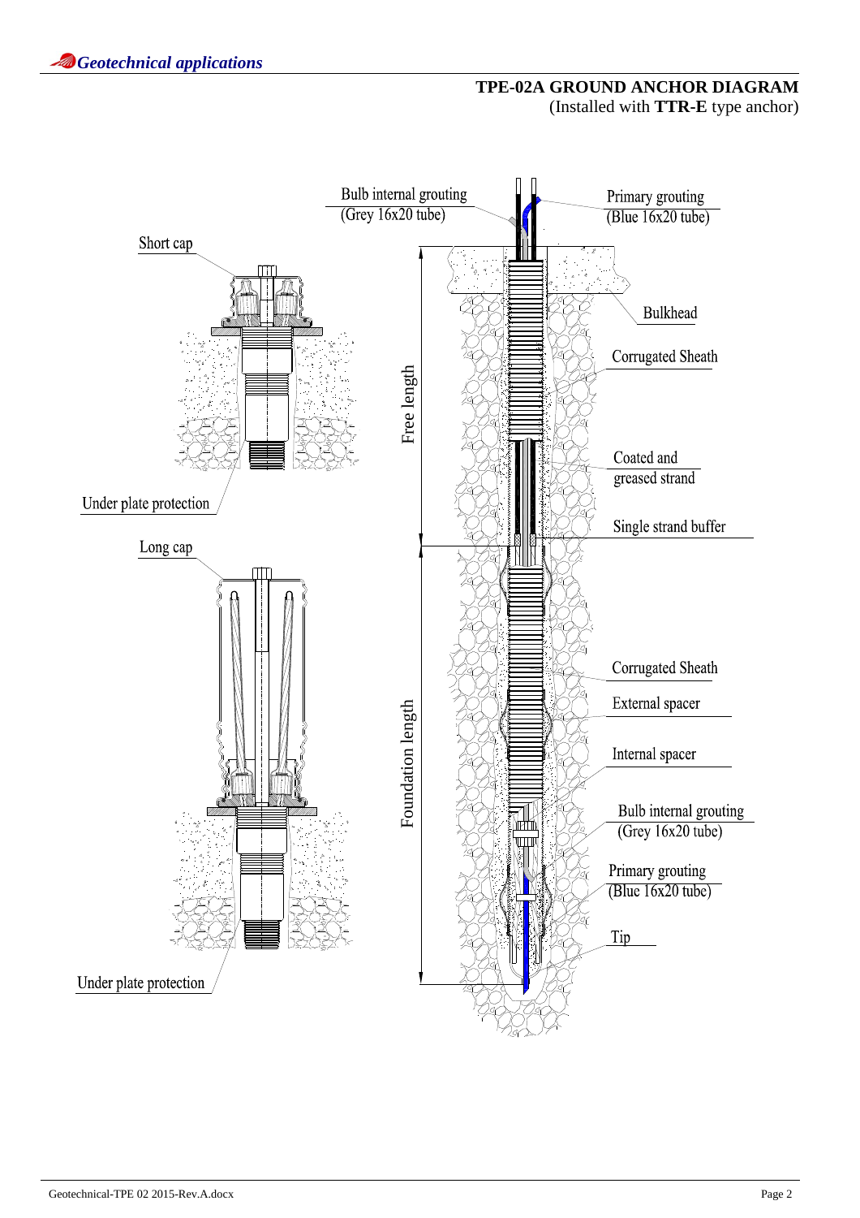## TPE-02A GROUND ANCHOR DIAGRAM

(Installed with **TTR-E** type anchor)

Bulb internal grouting (Grey 16x20 tube)

Primary grouting (Blue 16x20 tube)

Short cap

Bulkhead

Corrugated Sheath

Free length

Coated and greased strand

Under plate protection

Single strand buffer

Long cap

Corrugated Sheath

External spacer

Foundation length

Internal spacer

Bulb internal grouting (Grey 16x20 tube)

Primary grouting (Blue 16x20 tube)

Tip

Under plate protection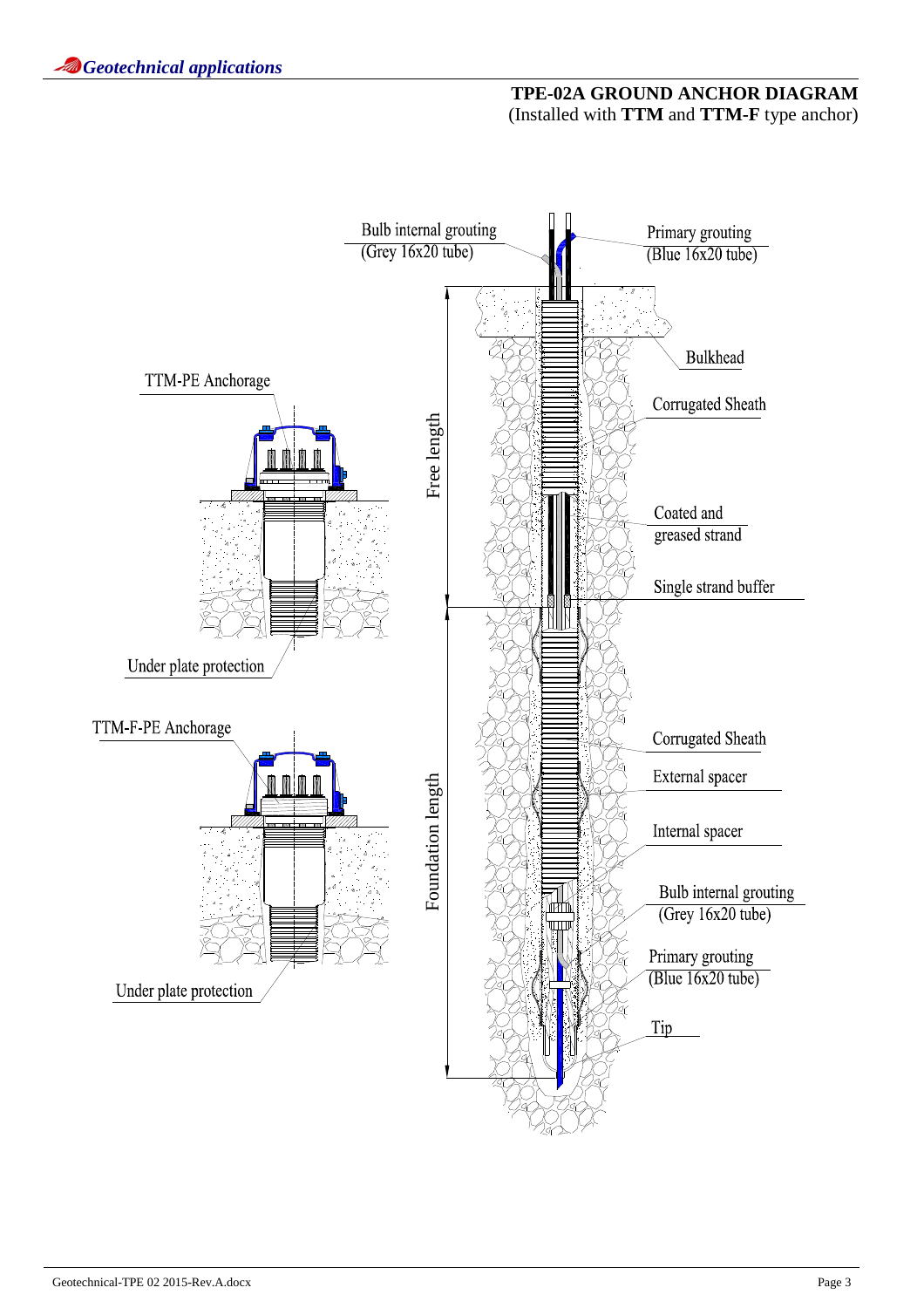## TPE-02A GROUND ANCHOR DIAGRAM

(Installed with **TTM** and **TTM-F** type anchor)

Bulb internal grouting (Grey 16x20 tube)

Primary grouting (Blue 16x20 tube)

Bulkhead

TTM-PE Anchorage

Corrugated Sheath

Free length

Coated and greased strand

Single strand buffer

Under plate protection

TTM-F-PE Anchorage

Corrugated Sheath

External spacer

Foundation length

Internal spacer

Bulb internal grouting (Grey 16x20 tube)

Primary grouting (Blue 16x20 tube)

Under plate protection

Tip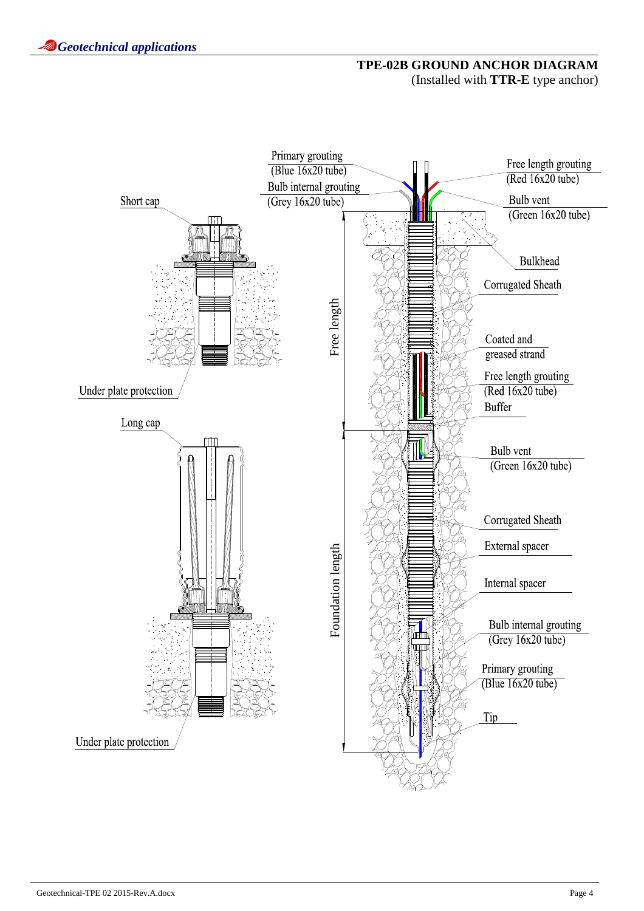## TPE-02B GROUND ANCHOR DIAGRAM

(Installed with **TTR-E** type anchor)

Short cap

Under plate protection

Long cap

Under plate protection

Primary grouting (Blue 16x20 tube)

Bulb internal grouting (Grey 16x20 tube)

Free length grouting (Red 16x20 tube)

Bulb vent (Green 16x20 tube)

Bulkhead

Corrugated Sheath

Coated and greased strand

Free length grouting (Red 16x20 tube)

Buffer

Bulb vent (Green 16x20 tube)

Corrugated Sheath

External spacer

Internal spacer

Bulb internal grouting (Grey 16x20 tube)

Primary grouting (Blue 16x20 tube)

Tip

Free length

Foundation length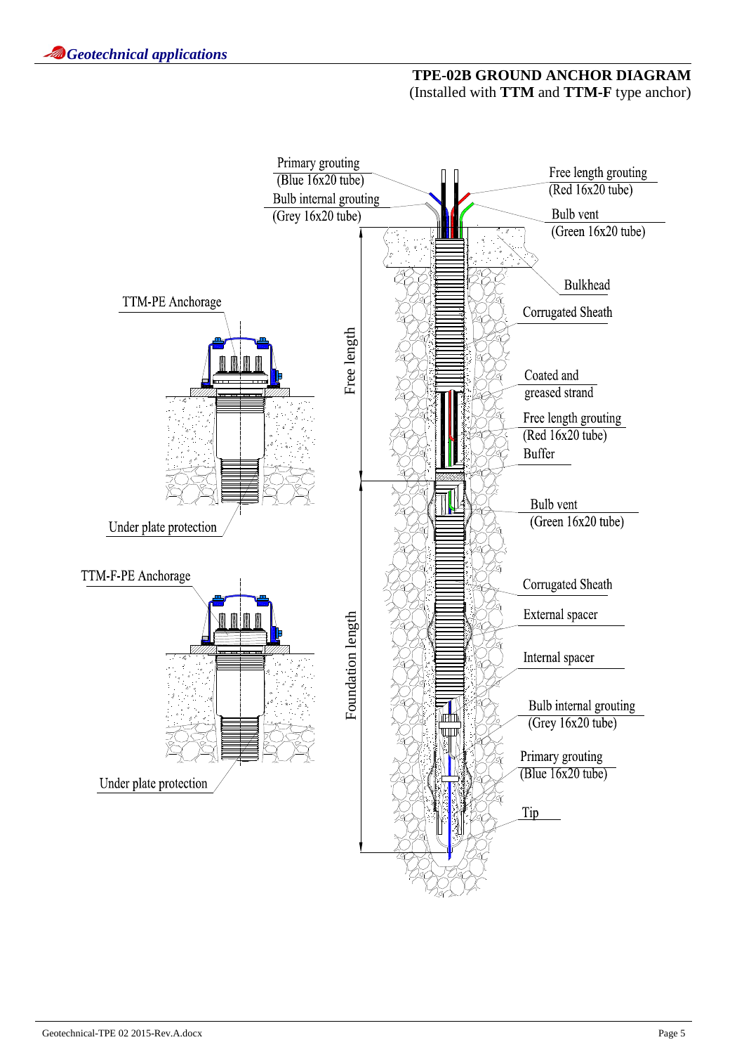# TPE-02B GROUND ANCHOR DIAGRAM

(Installed with **TTM** and **TTM-F** type anchor)

Primary grouting
(Blue 16x20 tube)

Bulb internal grouting
(Grey 16x20 tube)

Free length grouting
(Red 16x20 tube)

Bulb vent
(Green 16x20 tube)

Bulkhead

Corrugated Sheath

Coated and greased strand

Free length grouting
(Red 16x20 tube)

Buffer

Bulb vent
(Green 16x20 tube)

Corrugated Sheath

External spacer

Internal spacer

Bulb internal grouting
(Grey 16x20 tube)

Primary grouting
(Blue 16x20 tube)

Tip

Free length

Foundation length

TTM-PE Anchorage

Under plate protection

TTM-F-PE Anchorage

Under plate protection